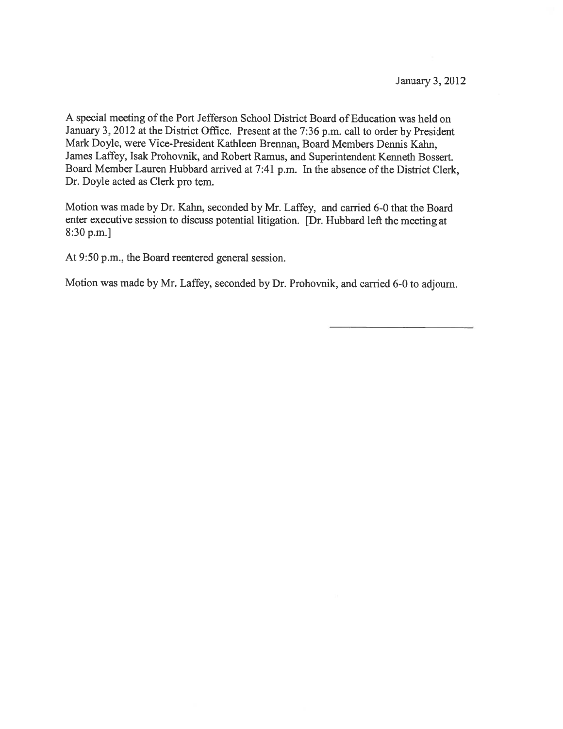January 3, 2012

A special meeting of the Port Jefferson School District Board of Education was held on January 3, 2012 at the District Office. Present at the 7:36 p.m. call to order by President Mark Doyle, were Vice-President Kathleen Brennan, Board Members Dennis Kahn, James Laffey, Isak Prohovnik, and Robert Ramus, and Superintendent Kenneth Bossert. Board Member Lauren Hubbard arrived at 7:41 p.m. In the absence of the District Clerk, Dr. Doyle acted as Clerk pro tem.

Motion was made by Dr. Kahn, seconded by Mr. Laffey, and carried 6-0 that the Board enter executive session to discuss potential litigation. [Dr. Hubbard left the meeting at 8:30 p.m.]

At 9:50 p.m., the Board reentered general session.

Motion was made by Mr. Laffey, seconded by Dr. Prohovnik, and carried 6-0 to adjourn.

\_\_\_\_\_\_\_\_\_\_\_\_\_\_\_\_\_\_\_\_\_\_\_\_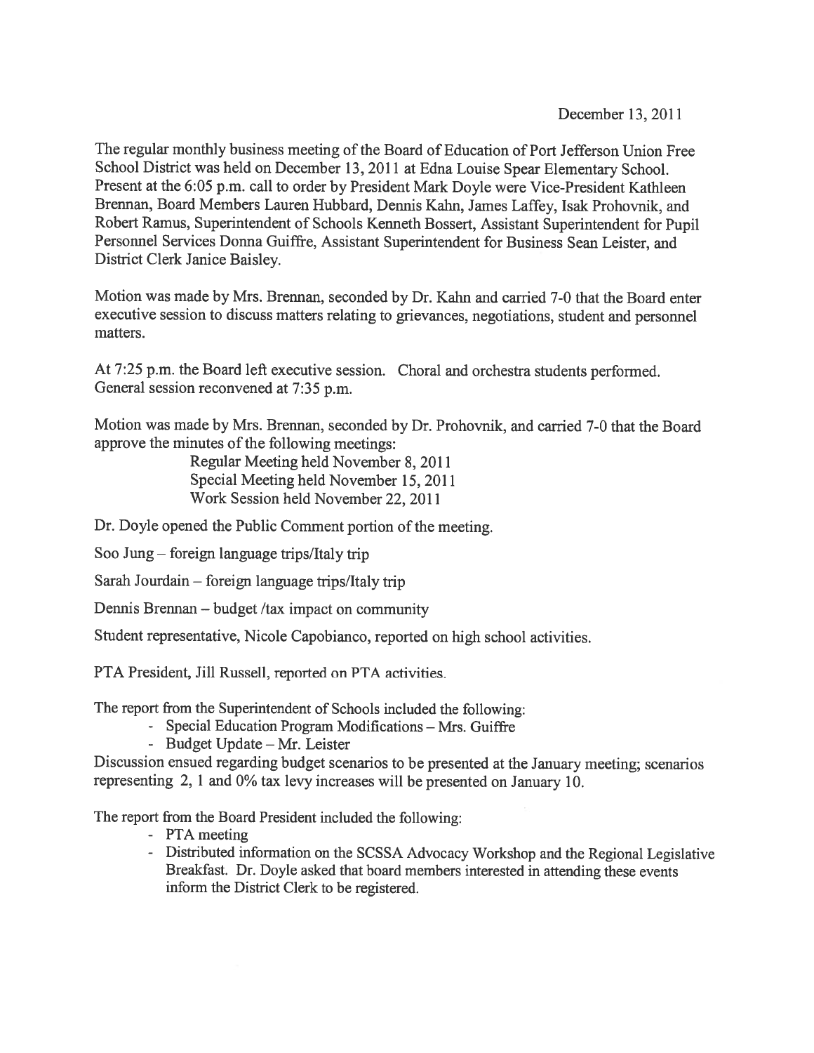December 13, 2011

The regular monthly business meeting of the Board of Education of Port Jefferson Union Free School District was held on December 13, 2011 at Edna Louise Spear Elementary School. Present at the 6:05 p.m. call to order by President Mark Doyle were Vice-President Kathleen Brennan, Board Members Lauren Hubbard, Dennis Kahn, James Laffey, Isak Prohovnik, and Robert Ramus, Superintendent of Schools Kenneth Bossert, Assistant Superintendent for Pupil Personnel Services Donna Guiffre, Assistant Superintendent for Business Sean Leister, and District Clerk Janice Baisley.

Motion was made by Mrs. Brennan, seconded by Dr. Kahn and carried 7-0 that the Board enter executive session to discuss matters relating to grievances, negotiations, student and personnel matters.

At 7:25 p.m. the Board left executive session. Choral and orchestra students performed. General session reconvened at 7:35 p.m.

Motion was made by Mrs. Brennan, seconded by Dr. Prohovnik, and carried 7-0 that the Board approve the minutes of the following meetings:

Regular Meeting held November 8, 2011
Special Meeting held November 15, 2011
Work Session held November 22, 2011

Dr. Doyle opened the Public Comment portion of the meeting.

Soo Jung – foreign language trips/Italy trip

Sarah Jourdain – foreign language trips/Italy trip

Dennis Brennan – budget /tax impact on community

Student representative, Nicole Capobianco, reported on high school activities.

PTA President, Jill Russell, reported on PTA activities.

The report from the Superintendent of Schools included the following:

- Special Education Program Modifications – Mrs. Guiffre
- Budget Update – Mr. Leister

Discussion ensued regarding budget scenarios to be presented at the January meeting; scenarios representing 2, 1 and 0% tax levy increases will be presented on January 10.

The report from the Board President included the following:

- PTA meeting
- Distributed information on the SCSSA Advocacy Workshop and the Regional Legislative Breakfast. Dr. Doyle asked that board members interested in attending these events inform the District Clerk to be registered.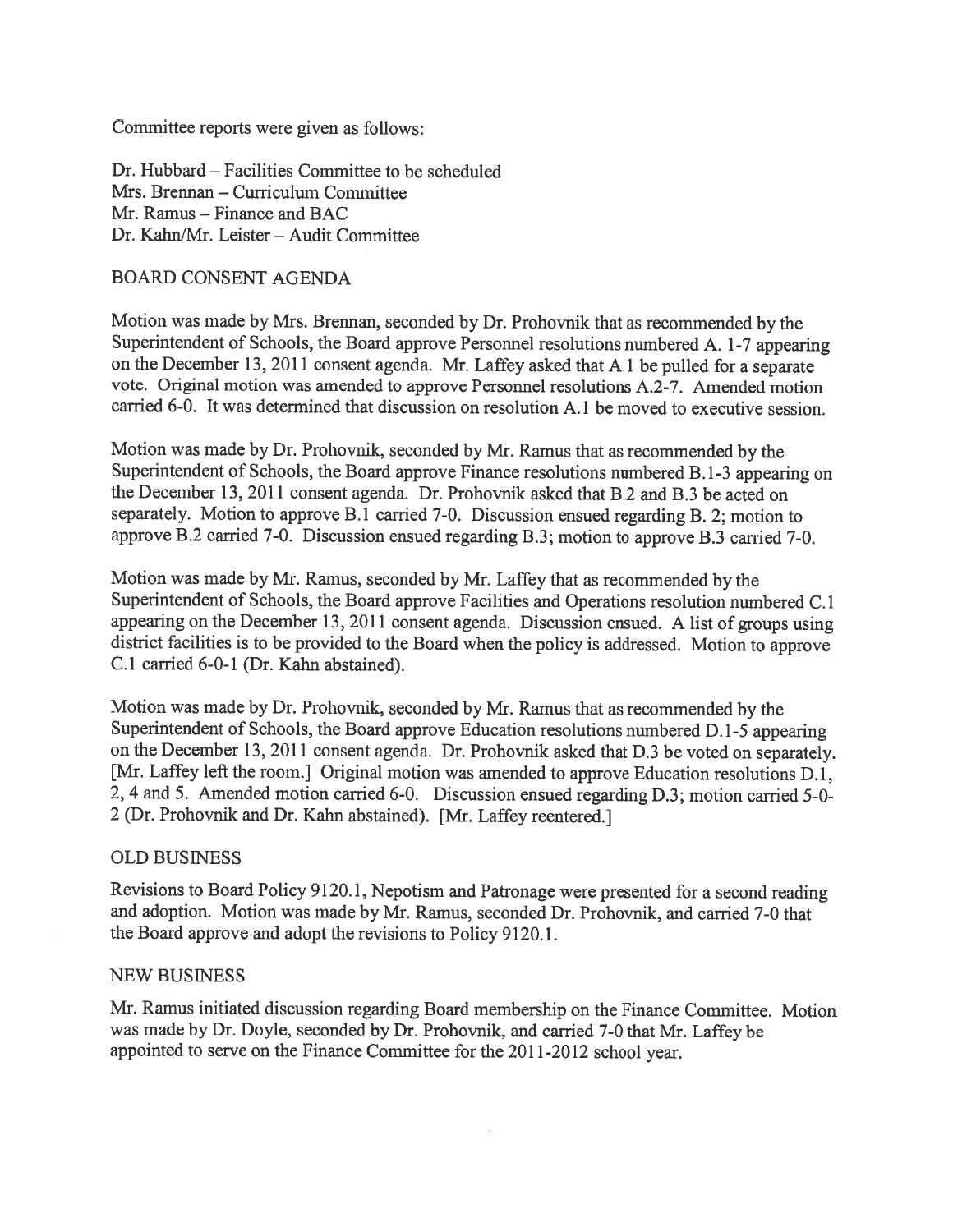Committee reports were given as follows:

Dr. Hubbard – Facilities Committee to be scheduled
Mrs. Brennan – Curriculum Committee
Mr. Ramus – Finance and BAC
Dr. Kahn/Mr. Leister – Audit Committee

## BOARD CONSENT AGENDA

Motion was made by Mrs. Brennan, seconded by Dr. Prohovnik that as recommended by the Superintendent of Schools, the Board approve Personnel resolutions numbered A. 1-7 appearing on the December 13, 2011 consent agenda. Mr. Laffey asked that A.1 be pulled for a separate vote. Original motion was amended to approve Personnel resolutions A.2-7. Amended motion carried 6-0. It was determined that discussion on resolution A.1 be moved to executive session.

Motion was made by Dr. Prohovnik, seconded by Mr. Ramus that as recommended by the Superintendent of Schools, the Board approve Finance resolutions numbered B.1-3 appearing on the December 13, 2011 consent agenda. Dr. Prohovnik asked that B.2 and B.3 be acted on separately. Motion to approve B.1 carried 7-0. Discussion ensued regarding B. 2; motion to approve B.2 carried 7-0. Discussion ensued regarding B.3; motion to approve B.3 carried 7-0.

Motion was made by Mr. Ramus, seconded by Mr. Laffey that as recommended by the Superintendent of Schools, the Board approve Facilities and Operations resolution numbered C.1 appearing on the December 13, 2011 consent agenda. Discussion ensued. A list of groups using district facilities is to be provided to the Board when the policy is addressed. Motion to approve C.1 carried 6-0-1 (Dr. Kahn abstained).

Motion was made by Dr. Prohovnik, seconded by Mr. Ramus that as recommended by the Superintendent of Schools, the Board approve Education resolutions numbered D.1-5 appearing on the December 13, 2011 consent agenda. Dr. Prohovnik asked that D.3 be voted on separately. [Mr. Laffey left the room.] Original motion was amended to approve Education resolutions D.1, 2, 4 and 5. Amended motion carried 6-0. Discussion ensued regarding D.3; motion carried 5-0-2 (Dr. Prohovnik and Dr. Kahn abstained). [Mr. Laffey reentered.]

## OLD BUSINESS

Revisions to Board Policy 9120.1, Nepotism and Patronage were presented for a second reading and adoption. Motion was made by Mr. Ramus, seconded Dr. Prohovnik, and carried 7-0 that the Board approve and adopt the revisions to Policy 9120.1.

## NEW BUSINESS

Mr. Ramus initiated discussion regarding Board membership on the Finance Committee. Motion was made by Dr. Doyle, seconded by Dr. Prohovnik, and carried 7-0 that Mr. Laffey be appointed to serve on the Finance Committee for the 2011-2012 school year.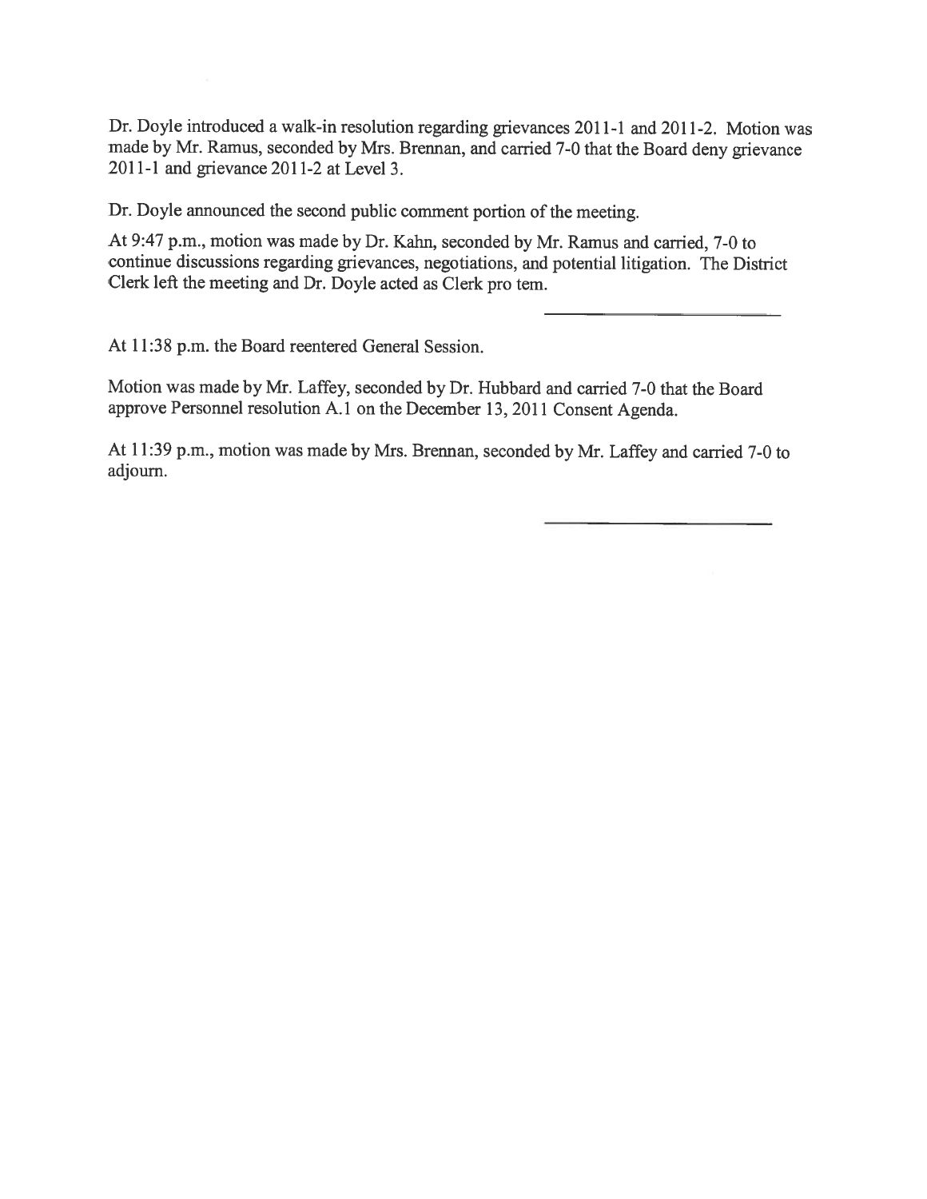Dr. Doyle introduced a walk-in resolution regarding grievances 2011-1 and 2011-2. Motion was made by Mr. Ramus, seconded by Mrs. Brennan, and carried 7-0 that the Board deny grievance 2011-1 and grievance 2011-2 at Level 3.

Dr. Doyle announced the second public comment portion of the meeting.

At 9:47 p.m., motion was made by Dr. Kahn, seconded by Mr. Ramus and carried, 7-0 to continue discussions regarding grievances, negotiations, and potential litigation. The District Clerk left the meeting and Dr. Doyle acted as Clerk pro tem.

\_\_\_\_\_\_\_\_\_\_\_\_\_\_\_\_\_\_\_\_\_\_\_\_

At 11:38 p.m. the Board reentered General Session.

Motion was made by Mr. Laffey, seconded by Dr. Hubbard and carried 7-0 that the Board approve Personnel resolution A.1 on the December 13, 2011 Consent Agenda.

At 11:39 p.m., motion was made by Mrs. Brennan, seconded by Mr. Laffey and carried 7-0 to adjourn.

\_\_\_\_\_\_\_\_\_\_\_\_\_\_\_\_\_\_\_\_\_\_\_\_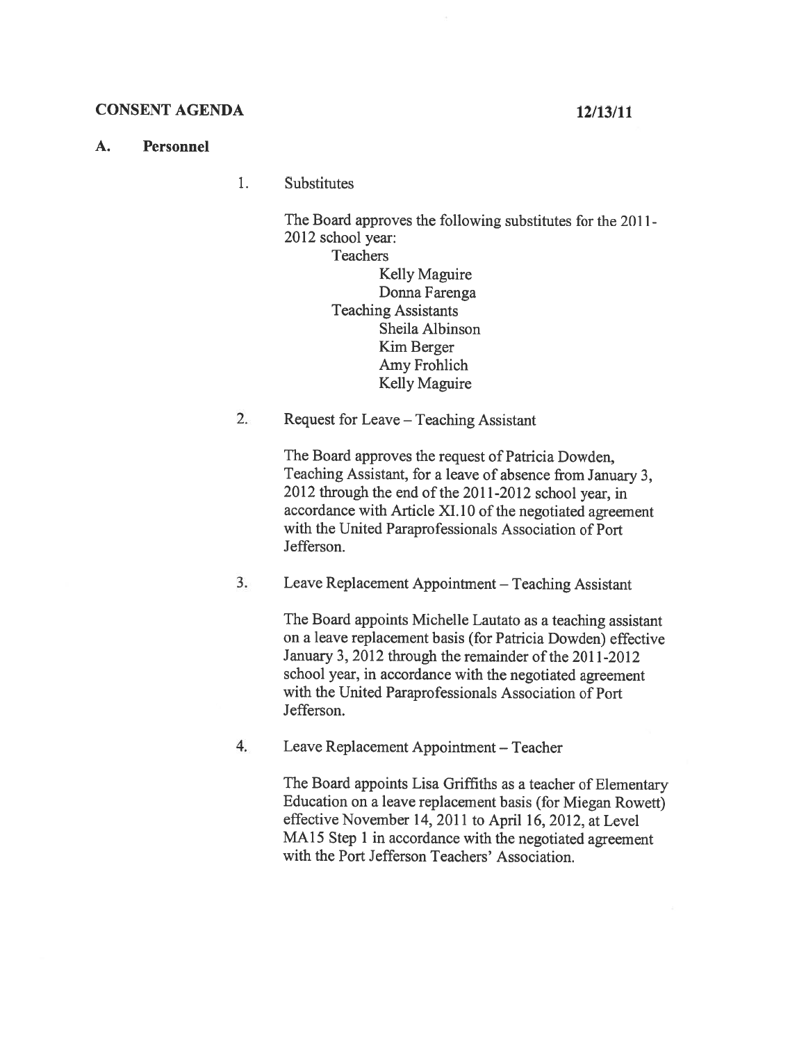**CONSENT AGENDA** **12/13/11**

## A. Personnel

1. Substitutes

   The Board approves the following substitutes for the 2011-2012 school year:

   - Teachers
     - Kelly Maguire
     - Donna Farenga
   - Teaching Assistants
     - Sheila Albinson
     - Kim Berger
     - Amy Frohlich
     - Kelly Maguire

2. Request for Leave – Teaching Assistant

   The Board approves the request of Patricia Dowden, Teaching Assistant, for a leave of absence from January 3, 2012 through the end of the 2011-2012 school year, in accordance with Article XI.10 of the negotiated agreement with the United Paraprofessionals Association of Port Jefferson.

3. Leave Replacement Appointment – Teaching Assistant

   The Board appoints Michelle Lautato as a teaching assistant on a leave replacement basis (for Patricia Dowden) effective January 3, 2012 through the remainder of the 2011-2012 school year, in accordance with the negotiated agreement with the United Paraprofessionals Association of Port Jefferson.

4. Leave Replacement Appointment – Teacher

   The Board appoints Lisa Griffiths as a teacher of Elementary Education on a leave replacement basis (for Miegan Rowett) effective November 14, 2011 to April 16, 2012, at Level MA15 Step 1 in accordance with the negotiated agreement with the Port Jefferson Teachers' Association.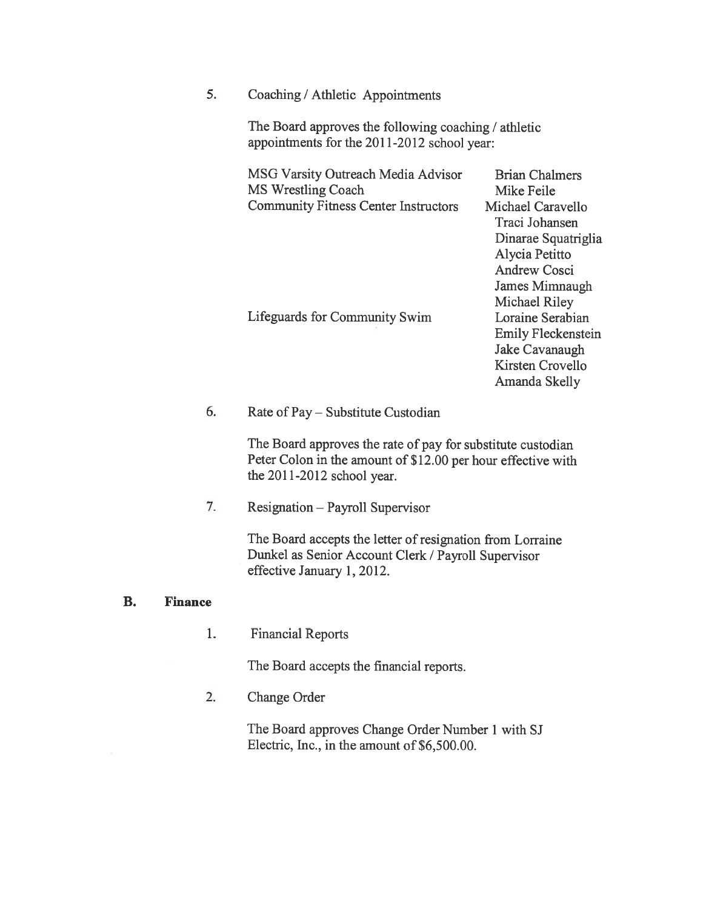5. Coaching / Athletic Appointments

   The Board approves the following coaching / athletic appointments for the 2011-2012 school year:

| | |
|---|---|
| MSG Varsity Outreach Media Advisor | Brian Chalmers |
| MS Wrestling Coach | Mike Feile |
| Community Fitness Center Instructors | Michael Caravello |
| | Traci Johansen |
| | Dinarae Squatriglia |
| | Alycia Petitto |
| | Andrew Cosci |
| | James Mimnaugh |
| | Michael Riley |
| Lifeguards for Community Swim | Loraine Serabian |
| | Emily Fleckenstein |
| | Jake Cavanaugh |
| | Kirsten Crovello |
| | Amanda Skelly |

6. Rate of Pay – Substitute Custodian

   The Board approves the rate of pay for substitute custodian Peter Colon in the amount of $12.00 per hour effective with the 2011-2012 school year.

7. Resignation – Payroll Supervisor

   The Board accepts the letter of resignation from Lorraine Dunkel as Senior Account Clerk / Payroll Supervisor effective January 1, 2012.

**B. Finance**

1. Financial Reports

   The Board accepts the financial reports.

2. Change Order

   The Board approves Change Order Number 1 with SJ Electric, Inc., in the amount of $6,500.00.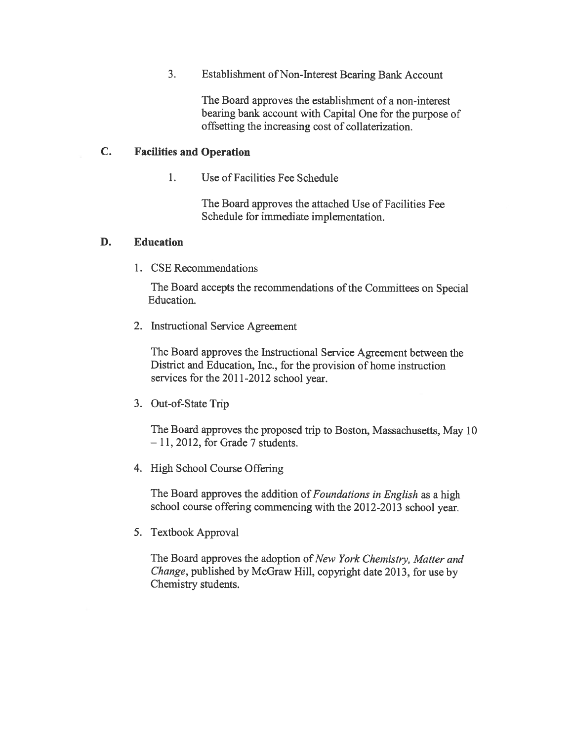3. Establishment of Non-Interest Bearing Bank Account

   The Board approves the establishment of a non-interest bearing bank account with Capital One for the purpose of offsetting the increasing cost of collaterization.

## C. Facilities and Operation

1. Use of Facilities Fee Schedule

   The Board approves the attached Use of Facilities Fee Schedule for immediate implementation.

## D. Education

1. CSE Recommendations

   The Board accepts the recommendations of the Committees on Special Education.

2. Instructional Service Agreement

   The Board approves the Instructional Service Agreement between the District and Education, Inc., for the provision of home instruction services for the 2011-2012 school year.

3. Out-of-State Trip

   The Board approves the proposed trip to Boston, Massachusetts, May 10 – 11, 2012, for Grade 7 students.

4. High School Course Offering

   The Board approves the addition of *Foundations in English* as a high school course offering commencing with the 2012-2013 school year.

5. Textbook Approval

   The Board approves the adoption of *New York Chemistry, Matter and Change*, published by McGraw Hill, copyright date 2013, for use by Chemistry students.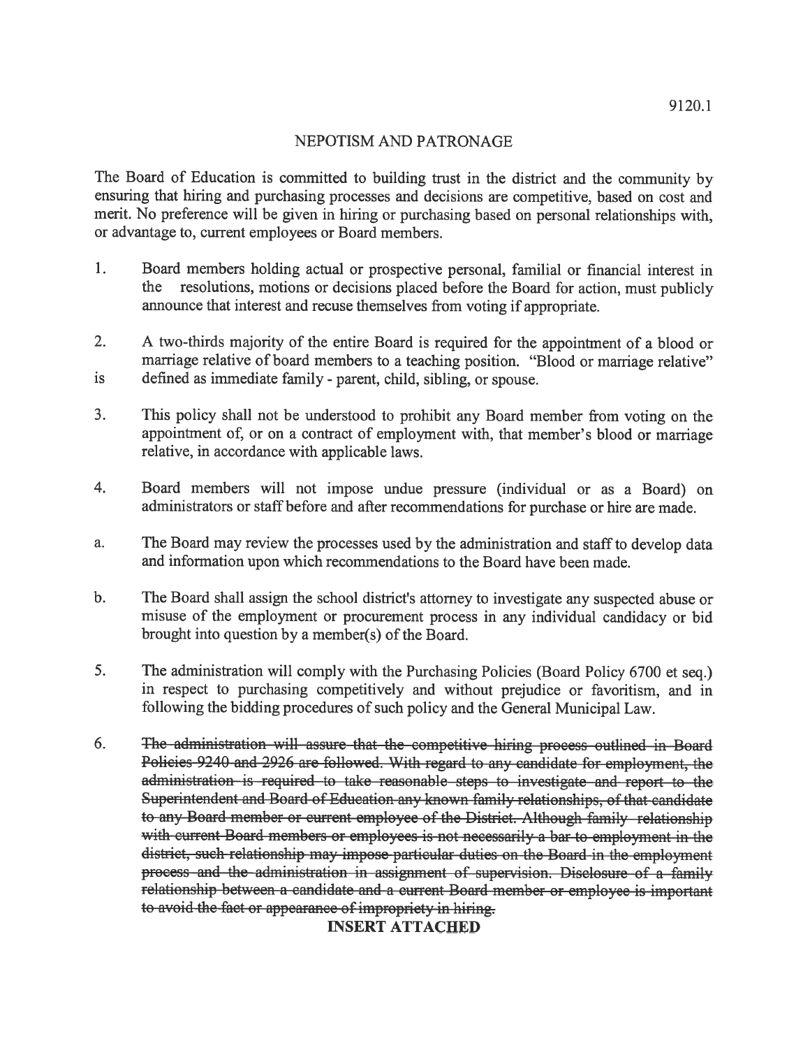9120.1

# NEPOTISM AND PATRONAGE

The Board of Education is committed to building trust in the district and the community by ensuring that hiring and purchasing processes and decisions are competitive, based on cost and merit. No preference will be given in hiring or purchasing based on personal relationships with, or advantage to, current employees or Board members.

1. Board members holding actual or prospective personal, familial or financial interest in the resolutions, motions or decisions placed before the Board for action, must publicly announce that interest and recuse themselves from voting if appropriate.

2. A two-thirds majority of the entire Board is required for the appointment of a blood or marriage relative of board members to a teaching position. "Blood or marriage relative" is defined as immediate family - parent, child, sibling, or spouse.

3. This policy shall not be understood to prohibit any Board member from voting on the appointment of, or on a contract of employment with, that member's blood or marriage relative, in accordance with applicable laws.

4. Board members will not impose undue pressure (individual or as a Board) on administrators or staff before and after recommendations for purchase or hire are made.

a. The Board may review the processes used by the administration and staff to develop data and information upon which recommendations to the Board have been made.

b. The Board shall assign the school district's attorney to investigate any suspected abuse or misuse of the employment or procurement process in any individual candidacy or bid brought into question by a member(s) of the Board.

5. The administration will comply with the Purchasing Policies (Board Policy 6700 et seq.) in respect to purchasing competitively and without prejudice or favoritism, and in following the bidding procedures of such policy and the General Municipal Law.

6. ~~The administration will assure that the competitive hiring process outlined in Board Policies 9240 and 2926 are followed. With regard to any candidate for employment, the administration is required to take reasonable steps to investigate and report to the Superintendent and Board of Education any known family relationships, of that candidate to any Board member or current employee of the District. Although family relationship with current Board members or employees is not necessarily a bar to employment in the district, such relationship may impose particular duties on the Board in the employment process and the administration in assignment of supervision. Disclosure of a family relationship between a candidate and a current Board member or employee is important to avoid the fact or appearance of impropriety in hiring.~~

**INSERT ATTACHED**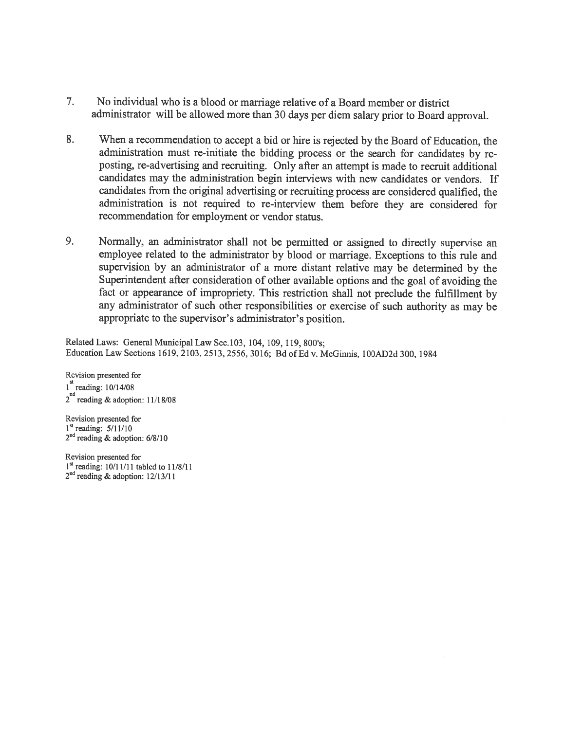7. No individual who is a blood or marriage relative of a Board member or district administrator will be allowed more than 30 days per diem salary prior to Board approval.

8. When a recommendation to accept a bid or hire is rejected by the Board of Education, the administration must re-initiate the bidding process or the search for candidates by re-posting, re-advertising and recruiting. Only after an attempt is made to recruit additional candidates may the administration begin interviews with new candidates or vendors. If candidates from the original advertising or recruiting process are considered qualified, the administration is not required to re-interview them before they are considered for recommendation for employment or vendor status.

9. Normally, an administrator shall not be permitted or assigned to directly supervise an employee related to the administrator by blood or marriage. Exceptions to this rule and supervision by an administrator of a more distant relative may be determined by the Superintendent after consideration of other available options and the goal of avoiding the fact or appearance of impropriety. This restriction shall not preclude the fulfillment by any administrator of such other responsibilities or exercise of such authority as may be appropriate to the supervisor's administrator's position.

Related Laws: General Municipal Law Sec.103, 104, 109, 119, 800's;
Education Law Sections 1619, 2103, 2513, 2556, 3016; Bd of Ed v. McGinnis, 100AD2d 300, 1984

Revision presented for
1st reading: 10/14/08
2nd reading & adoption: 11/18/08

Revision presented for
1st reading: 5/11/10
2nd reading & adoption: 6/8/10

Revision presented for
1st reading: 10/11/11 tabled to 11/8/11
2nd reading & adoption: 12/13/11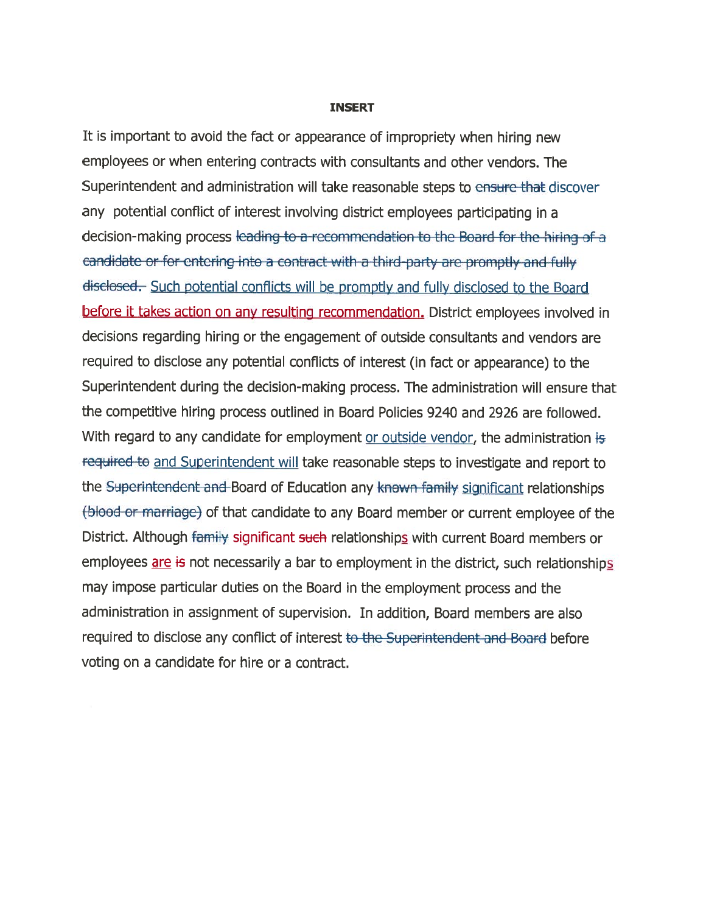**INSERT**

It is important to avoid the fact or appearance of impropriety when hiring new employees or when entering contracts with consultants and other vendors. The Superintendent and administration will take reasonable steps to ~~ensure that~~ discover any potential conflict of interest involving district employees participating in a decision-making process ~~leading to a recommendation to the Board for the hiring of a candidate or for entering into a contract with a third-party are promptly and fully disclosed.~~ Such potential conflicts will be promptly and fully disclosed to the Board before it takes action on any resulting recommendation. District employees involved in decisions regarding hiring or the engagement of outside consultants and vendors are required to disclose any potential conflicts of interest (in fact or appearance) to the Superintendent during the decision-making process. The administration will ensure that the competitive hiring process outlined in Board Policies 9240 and 2926 are followed. With regard to any candidate for employment or outside vendor, the administration ~~is required to~~ and Superintendent will take reasonable steps to investigate and report to the ~~Superintendent and~~ Board of Education any ~~known family~~ significant relationships ~~(blood or marriage)~~ of that candidate to any Board member or current employee of the District. Although ~~family~~ significant ~~such~~ relationships with current Board members or employees are ~~is~~ not necessarily a bar to employment in the district, such relationships may impose particular duties on the Board in the employment process and the administration in assignment of supervision. In addition, Board members are also required to disclose any conflict of interest ~~to the Superintendent and Board~~ before voting on a candidate for hire or a contract.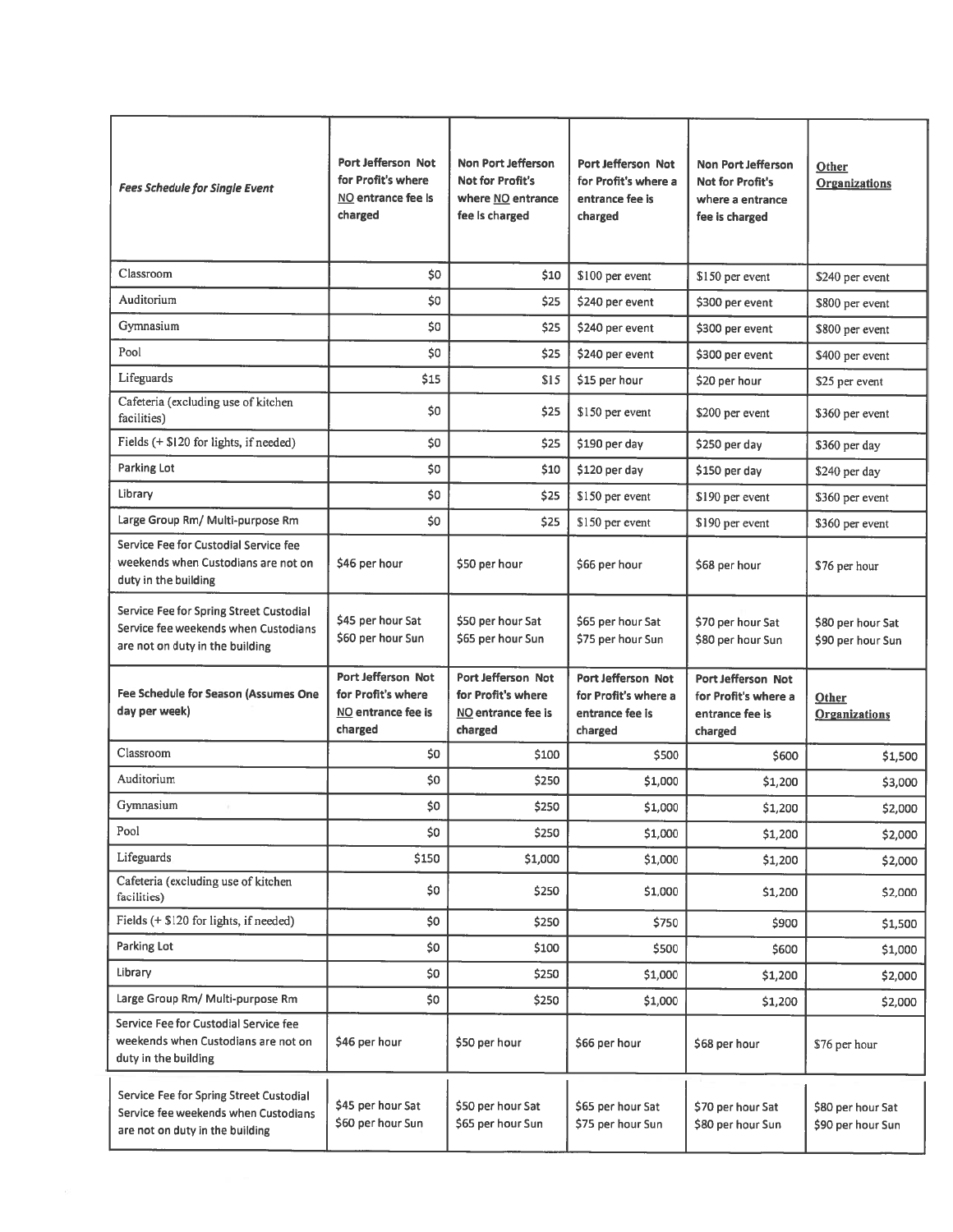| *Fees Schedule for Single Event* | Port Jefferson Not for Profit's where NO entrance fee is charged | Non Port Jefferson Not for Profit's where NO entrance fee is charged | Port Jefferson Not for Profit's where a entrance fee is charged | Non Port Jefferson Not for Profit's where a entrance fee is charged | Other Organizations |
|---|---|---|---|---|---|
| Classroom | $0 | $10 | $100 per event | $150 per event | $240 per event |
| Auditorium | $0 | $25 | $240 per event | $300 per event | $800 per event |
| Gymnasium | $0 | $25 | $240 per event | $300 per event | $800 per event |
| Pool | $0 | $25 | $240 per event | $300 per event | $400 per event |
| Lifeguards | $15 | $15 | $15 per hour | $20 per hour | $25 per event |
| Cafeteria (excluding use of kitchen facilities) | $0 | $25 | $150 per event | $200 per event | $360 per event |
| Fields (+ $120 for lights, if needed) | $0 | $25 | $190 per day | $250 per day | $360 per day |
| Parking Lot | $0 | $10 | $120 per day | $150 per day | $240 per day |
| Library | $0 | $25 | $150 per event | $190 per event | $360 per event |
| Large Group Rm/ Multi-purpose Rm | $0 | $25 | $150 per event | $190 per event | $360 per event |
| Service Fee for Custodial Service fee weekends when Custodians are not on duty in the building | $46 per hour | $50 per hour | $66 per hour | $68 per hour | $76 per hour |
| Service Fee for Spring Street Custodial Service fee weekends when Custodians are not on duty in the building | $45 per hour Sat<br>$60 per hour Sun | $50 per hour Sat<br>$65 per hour Sun | $65 per hour Sat<br>$75 per hour Sun | $70 per hour Sat<br>$80 per hour Sun | $80 per hour Sat<br>$90 per hour Sun |
| **Fee Schedule for Season (Assumes One day per week)** | **Port Jefferson Not for Profit's where NO entrance fee is charged** | **Port Jefferson Not for Profit's where NO entrance fee is charged** | **Port Jefferson Not for Profit's where a entrance fee is charged** | **Port Jefferson Not for Profit's where a entrance fee is charged** | **Other Organizations** |
| Classroom | $0 | $100 | $500 | $600 | $1,500 |
| Auditorium | $0 | $250 | $1,000 | $1,200 | $3,000 |
| Gymnasium | $0 | $250 | $1,000 | $1,200 | $2,000 |
| Pool | $0 | $250 | $1,000 | $1,200 | $2,000 |
| Lifeguards | $150 | $1,000 | $1,000 | $1,200 | $2,000 |
| Cafeteria (excluding use of kitchen facilities) | $0 | $250 | $1,000 | $1,200 | $2,000 |
| Fields (+ $120 for lights, if needed) | $0 | $250 | $750 | $900 | $1,500 |
| Parking Lot | $0 | $100 | $500 | $600 | $1,000 |
| Library | $0 | $250 | $1,000 | $1,200 | $2,000 |
| Large Group Rm/ Multi-purpose Rm | $0 | $250 | $1,000 | $1,200 | $2,000 |
| Service Fee for Custodial Service fee weekends when Custodians are not on duty in the building | $46 per hour | $50 per hour | $66 per hour | $68 per hour | $76 per hour |
| Service Fee for Spring Street Custodial Service fee weekends when Custodians are not on duty in the building | $45 per hour Sat<br>$60 per hour Sun | $50 per hour Sat<br>$65 per hour Sun | $65 per hour Sat<br>$75 per hour Sun | $70 per hour Sat<br>$80 per hour Sun | $80 per hour Sat<br>$90 per hour Sun |